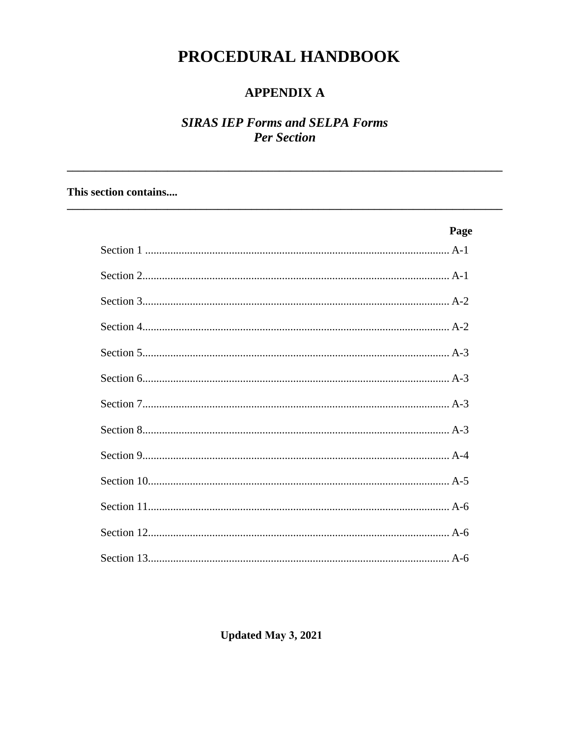# PROCEDURAL HANDBOOK

## APPENDIX A

### *SIRAS IEP Forms and SELPA Forms Per Section*

---

**This section contains....**

---

| | Page |
|---|---|
| Section 1 | A-1 |
| Section 2 | A-1 |
| Section 3 | A-2 |
| Section 4 | A-2 |
| Section 5 | A-3 |
| Section 6 | A-3 |
| Section 7 | A-3 |
| Section 8 | A-3 |
| Section 9 | A-4 |
| Section 10 | A-5 |
| Section 11 | A-6 |
| Section 12 | A-6 |
| Section 13 | A-6 |

**Updated May 3, 2021**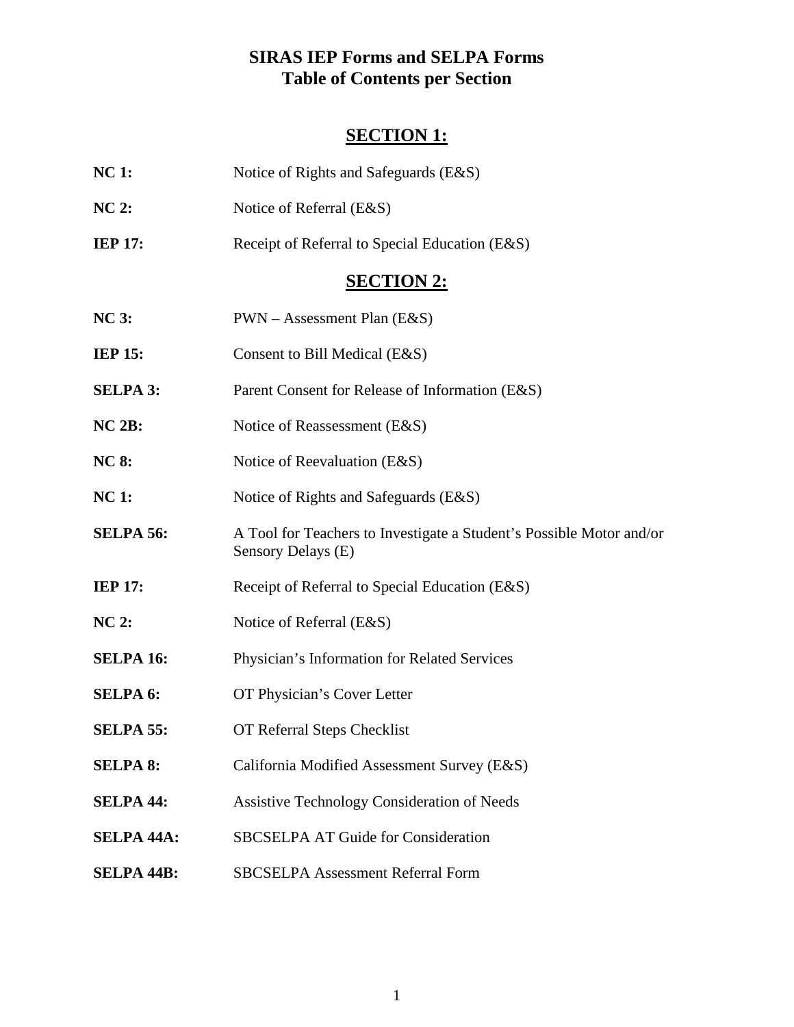# SIRAS IEP Forms and SELPA Forms
# Table of Contents per Section

## SECTION 1:

| | |
|---|---|
| **NC 1:** | Notice of Rights and Safeguards (E&S) |
| **NC 2:** | Notice of Referral (E&S) |
| **IEP 17:** | Receipt of Referral to Special Education (E&S) |

## SECTION 2:

| | |
|---|---|
| **NC 3:** | PWN – Assessment Plan (E&S) |
| **IEP 15:** | Consent to Bill Medical (E&S) |
| **SELPA 3:** | Parent Consent for Release of Information (E&S) |
| **NC 2B:** | Notice of Reassessment (E&S) |
| **NC 8:** | Notice of Reevaluation (E&S) |
| **NC 1:** | Notice of Rights and Safeguards (E&S) |
| **SELPA 56:** | A Tool for Teachers to Investigate a Student's Possible Motor and/or Sensory Delays (E) |
| **IEP 17:** | Receipt of Referral to Special Education (E&S) |
| **NC 2:** | Notice of Referral (E&S) |
| **SELPA 16:** | Physician's Information for Related Services |
| **SELPA 6:** | OT Physician's Cover Letter |
| **SELPA 55:** | OT Referral Steps Checklist |
| **SELPA 8:** | California Modified Assessment Survey (E&S) |
| **SELPA 44:** | Assistive Technology Consideration of Needs |
| **SELPA 44A:** | SBCSELPA AT Guide for Consideration |
| **SELPA 44B:** | SBCSELPA Assessment Referral Form |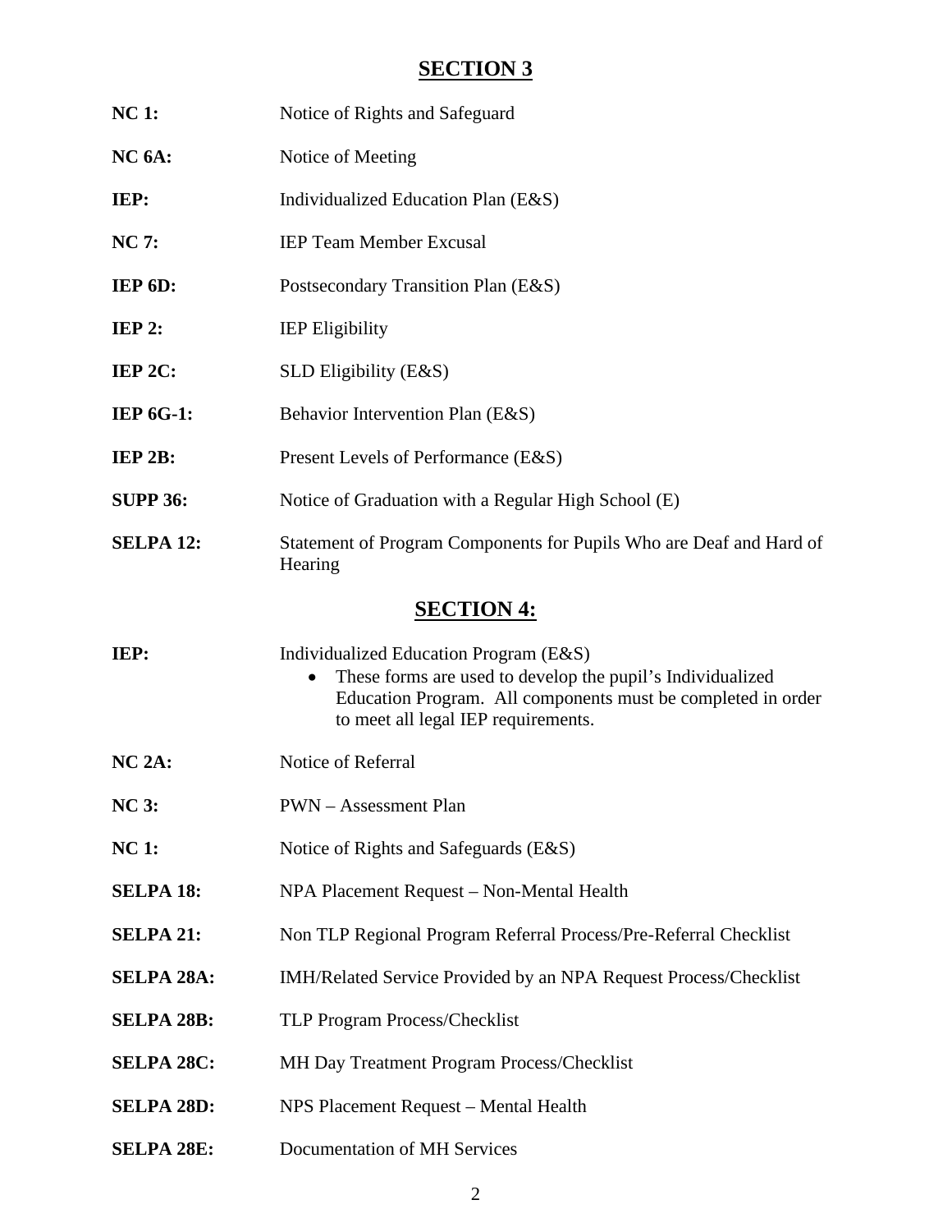## SECTION 3

**NC 1:** Notice of Rights and Safeguard

**NC 6A:** Notice of Meeting

**IEP:** Individualized Education Plan (E&S)

**NC 7:** IEP Team Member Excusal

**IEP 6D:** Postsecondary Transition Plan (E&S)

**IEP 2:** IEP Eligibility

**IEP 2C:** SLD Eligibility (E&S)

**IEP 6G-1:** Behavior Intervention Plan (E&S)

**IEP 2B:** Present Levels of Performance (E&S)

**SUPP 36:** Notice of Graduation with a Regular High School (E)

**SELPA 12:** Statement of Program Components for Pupils Who are Deaf and Hard of Hearing

## SECTION 4:

**IEP:** Individualized Education Program (E&S)

- These forms are used to develop the pupil's Individualized Education Program. All components must be completed in order to meet all legal IEP requirements.

**NC 2A:** Notice of Referral

**NC 3:** PWN – Assessment Plan

**NC 1:** Notice of Rights and Safeguards (E&S)

**SELPA 18:** NPA Placement Request – Non-Mental Health

**SELPA 21:** Non TLP Regional Program Referral Process/Pre-Referral Checklist

**SELPA 28A:** IMH/Related Service Provided by an NPA Request Process/Checklist

**SELPA 28B:** TLP Program Process/Checklist

**SELPA 28C:** MH Day Treatment Program Process/Checklist

**SELPA 28D:** NPS Placement Request – Mental Health

**SELPA 28E:** Documentation of MH Services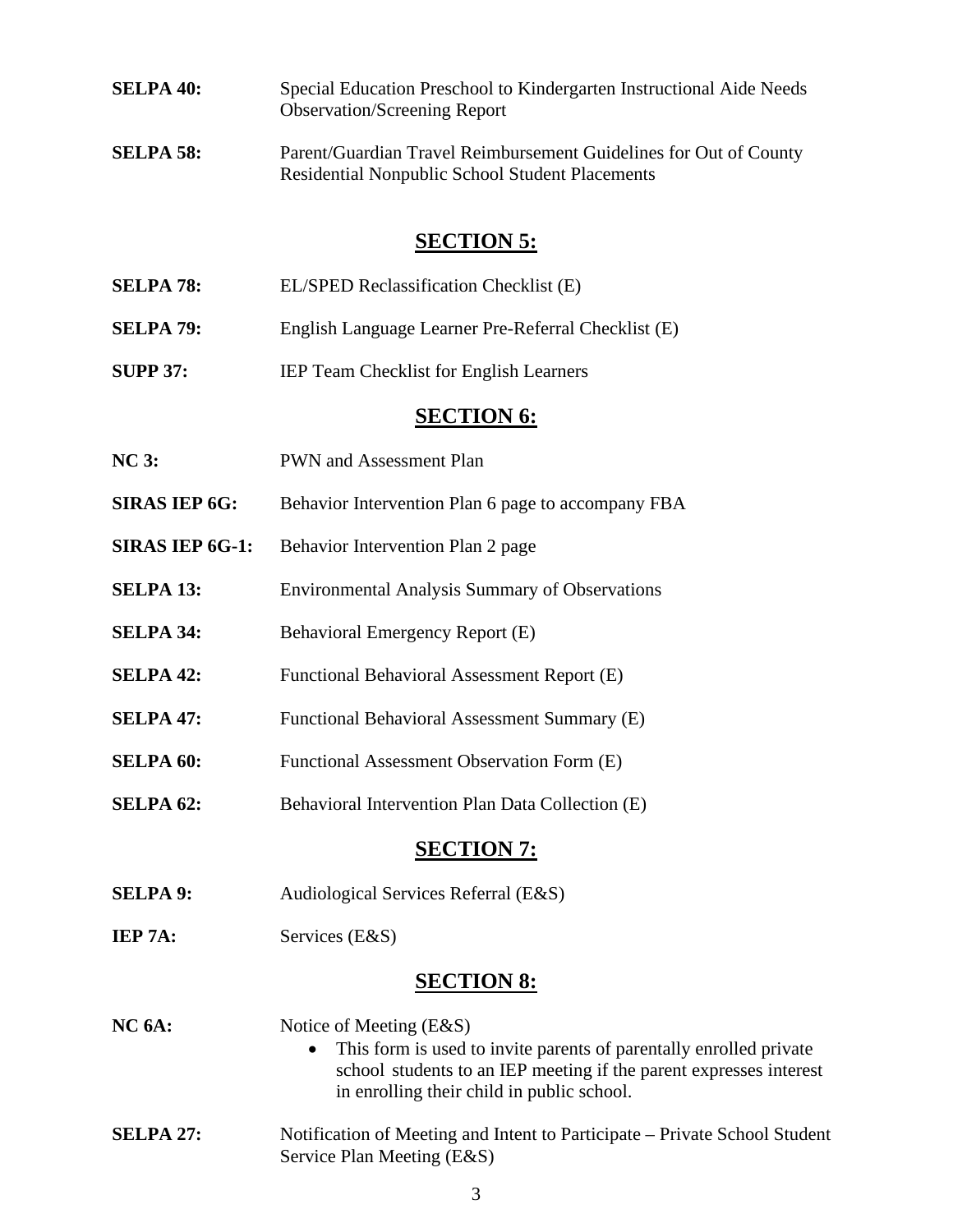**SELPA 40:** Special Education Preschool to Kindergarten Instructional Aide Needs Observation/Screening Report

**SELPA 58:** Parent/Guardian Travel Reimbursement Guidelines for Out of County Residential Nonpublic School Student Placements

## SECTION 5:

**SELPA 78:** EL/SPED Reclassification Checklist (E)

**SELPA 79:** English Language Learner Pre-Referral Checklist (E)

**SUPP 37:** IEP Team Checklist for English Learners

## SECTION 6:

**NC 3:** PWN and Assessment Plan

**SIRAS IEP 6G:** Behavior Intervention Plan 6 page to accompany FBA

**SIRAS IEP 6G-1:** Behavior Intervention Plan 2 page

**SELPA 13:** Environmental Analysis Summary of Observations

**SELPA 34:** Behavioral Emergency Report (E)

**SELPA 42:** Functional Behavioral Assessment Report (E)

**SELPA 47:** Functional Behavioral Assessment Summary (E)

**SELPA 60:** Functional Assessment Observation Form (E)

**SELPA 62:** Behavioral Intervention Plan Data Collection (E)

## SECTION 7:

**SELPA 9:** Audiological Services Referral (E&S)

**IEP 7A:** Services (E&S)

## SECTION 8:

**NC 6A:** Notice of Meeting (E&S)

- This form is used to invite parents of parentally enrolled private school students to an IEP meeting if the parent expresses interest in enrolling their child in public school.

**SELPA 27:** Notification of Meeting and Intent to Participate – Private School Student Service Plan Meeting (E&S)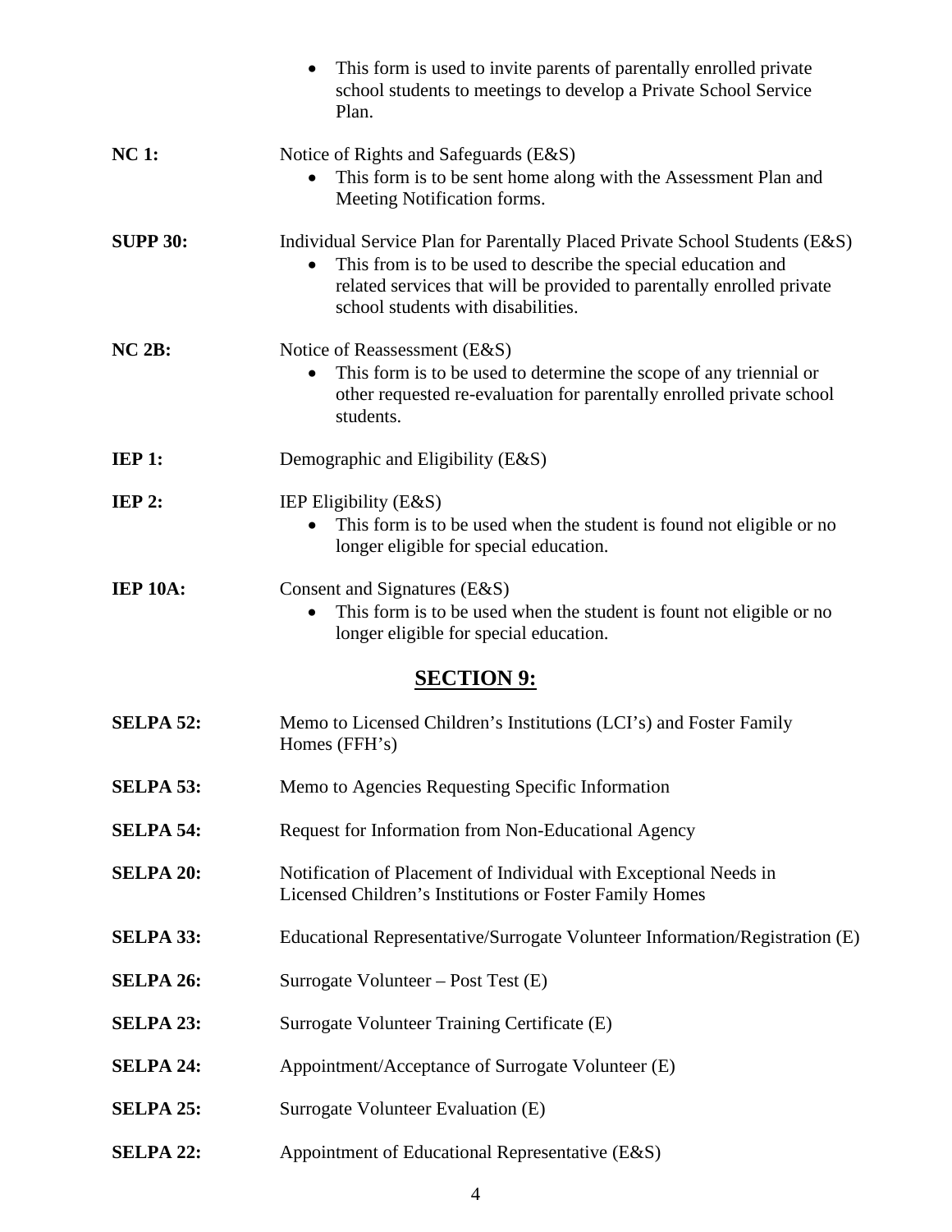- This form is used to invite parents of parentally enrolled private school students to meetings to develop a Private School Service Plan.

**NC 1:** Notice of Rights and Safeguards (E&S)

- This form is to be sent home along with the Assessment Plan and Meeting Notification forms.

**SUPP 30:** Individual Service Plan for Parentally Placed Private School Students (E&S)

- This from is to be used to describe the special education and related services that will be provided to parentally enrolled private school students with disabilities.

**NC 2B:** Notice of Reassessment (E&S)

- This form is to be used to determine the scope of any triennial or other requested re-evaluation for parentally enrolled private school students.

**IEP 1:** Demographic and Eligibility (E&S)

**IEP 2:** IEP Eligibility (E&S)

- This form is to be used when the student is found not eligible or no longer eligible for special education.

**IEP 10A:** Consent and Signatures (E&S)

- This form is to be used when the student is fount not eligible or no longer eligible for special education.

## SECTION 9:

**SELPA 52:** Memo to Licensed Children's Institutions (LCI's) and Foster Family Homes (FFH's)

**SELPA 53:** Memo to Agencies Requesting Specific Information

**SELPA 54:** Request for Information from Non-Educational Agency

**SELPA 20:** Notification of Placement of Individual with Exceptional Needs in Licensed Children's Institutions or Foster Family Homes

**SELPA 33:** Educational Representative/Surrogate Volunteer Information/Registration (E)

**SELPA 26:** Surrogate Volunteer – Post Test (E)

**SELPA 23:** Surrogate Volunteer Training Certificate (E)

**SELPA 24:** Appointment/Acceptance of Surrogate Volunteer (E)

**SELPA 25:** Surrogate Volunteer Evaluation (E)

**SELPA 22:** Appointment of Educational Representative (E&S)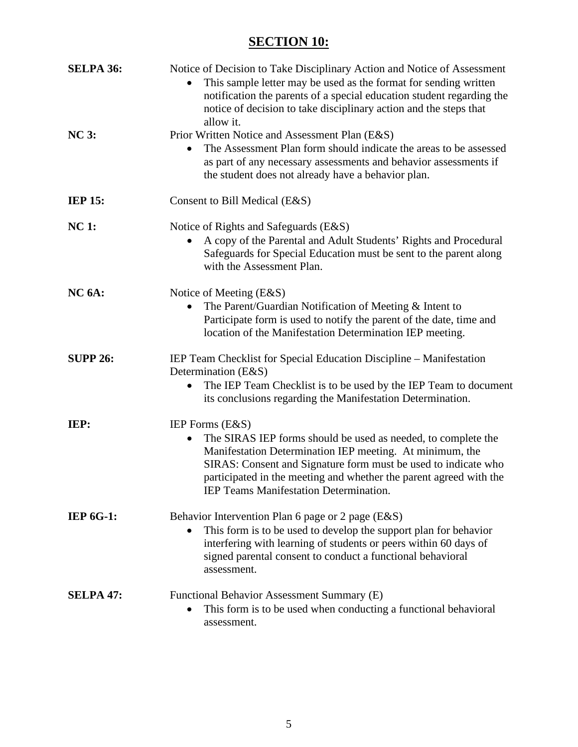# SECTION 10:

**SELPA 36:** Notice of Decision to Take Disciplinary Action and Notice of Assessment

- This sample letter may be used as the format for sending written notification the parents of a special education student regarding the notice of decision to take disciplinary action and the steps that allow it.

**NC 3:** Prior Written Notice and Assessment Plan (E&S)

- The Assessment Plan form should indicate the areas to be assessed as part of any necessary assessments and behavior assessments if the student does not already have a behavior plan.

**IEP 15:** Consent to Bill Medical (E&S)

**NC 1:** Notice of Rights and Safeguards (E&S)

- A copy of the Parental and Adult Students' Rights and Procedural Safeguards for Special Education must be sent to the parent along with the Assessment Plan.

**NC 6A:** Notice of Meeting (E&S)

- The Parent/Guardian Notification of Meeting & Intent to Participate form is used to notify the parent of the date, time and location of the Manifestation Determination IEP meeting.

**SUPP 26:** IEP Team Checklist for Special Education Discipline – Manifestation Determination (E&S)

- The IEP Team Checklist is to be used by the IEP Team to document its conclusions regarding the Manifestation Determination.

**IEP:** IEP Forms (E&S)

- The SIRAS IEP forms should be used as needed, to complete the Manifestation Determination IEP meeting. At minimum, the SIRAS: Consent and Signature form must be used to indicate who participated in the meeting and whether the parent agreed with the IEP Teams Manifestation Determination.

**IEP 6G-1:** Behavior Intervention Plan 6 page or 2 page (E&S)

- This form is to be used to develop the support plan for behavior interfering with learning of students or peers within 60 days of signed parental consent to conduct a functional behavioral assessment.

**SELPA 47:** Functional Behavior Assessment Summary (E)

- This form is to be used when conducting a functional behavioral assessment.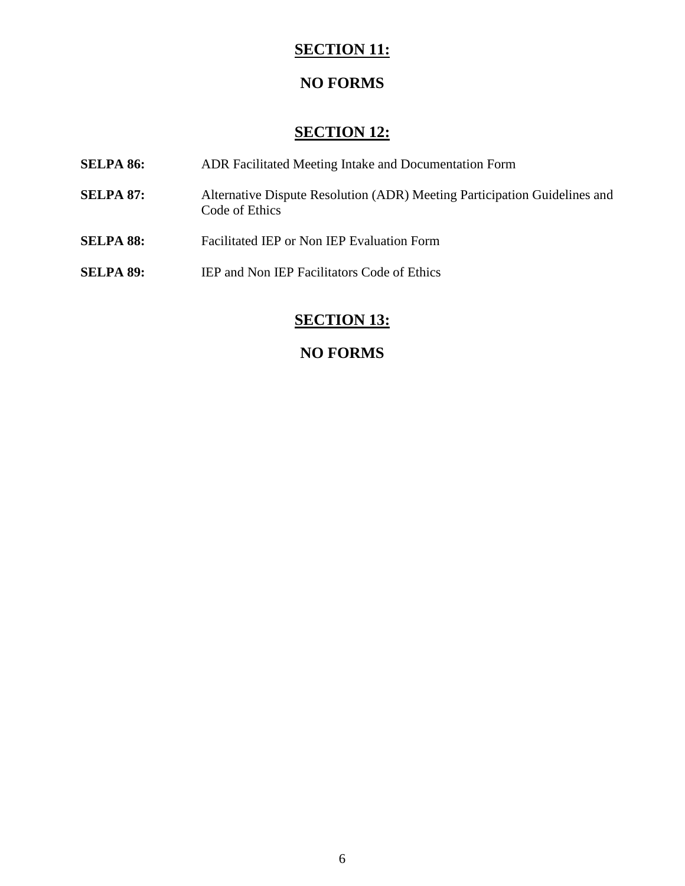## SECTION 11:

## NO FORMS

## SECTION 12:

**SELPA 86:** ADR Facilitated Meeting Intake and Documentation Form

**SELPA 87:** Alternative Dispute Resolution (ADR) Meeting Participation Guidelines and Code of Ethics

**SELPA 88:** Facilitated IEP or Non IEP Evaluation Form

**SELPA 89:** IEP and Non IEP Facilitators Code of Ethics

## SECTION 13:

## NO FORMS